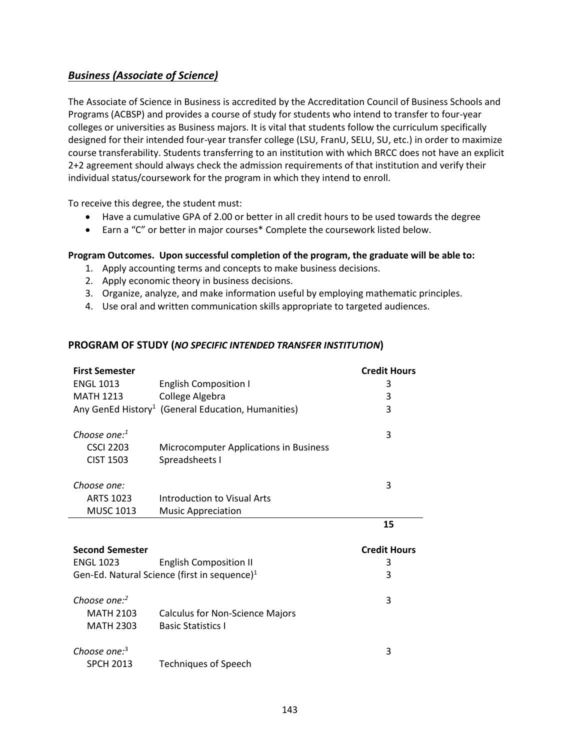## ***Business (Associate of Science)***

The Associate of Science in Business is accredited by the Accreditation Council of Business Schools and Programs (ACBSP) and provides a course of study for students who intend to transfer to four-year colleges or universities as Business majors. It is vital that students follow the curriculum specifically designed for their intended four-year transfer college (LSU, FranU, SELU, SU, etc.) in order to maximize course transferability. Students transferring to an institution with which BRCC does not have an explicit 2+2 agreement should always check the admission requirements of that institution and verify their individual status/coursework for the program in which they intend to enroll.

To receive this degree, the student must:

- Have a cumulative GPA of 2.00 or better in all credit hours to be used towards the degree
- Earn a "C" or better in major courses* Complete the coursework listed below.

**Program Outcomes. Upon successful completion of the program, the graduate will be able to:**

1. Apply accounting terms and concepts to make business decisions.
2. Apply economic theory in business decisions.
3. Organize, analyze, and make information useful by employing mathematic principles.
4. Use oral and written communication skills appropriate to targeted audiences.

### PROGRAM OF STUDY (*NO SPECIFIC INTENDED TRANSFER INSTITUTION*)

| **First Semester** | | **Credit Hours** |
|---|---|---|
| ENGL 1013 | English Composition I | 3 |
| MATH 1213 | College Algebra | 3 |
| Any GenEd History[1] | (General Education, Humanities) | 3 |
| *Choose one:*[1] | | 3 |
| CSCI 2203 | Microcomputer Applications in Business | |
| CIST 1503 | Spreadsheets I | |
| *Choose one:* | | 3 |
| ARTS 1023 | Introduction to Visual Arts | |
| MUSC 1013 | Music Appreciation | |
| | | **15** |

| **Second Semester** | | **Credit Hours** |
|---|---|---|
| ENGL 1023 | English Composition II | 3 |
| Gen-Ed. Natural Science (first in sequence)[1] | | 3 |
| *Choose one:*[2] | | 3 |
| MATH 2103 | Calculus for Non-Science Majors | |
| MATH 2303 | Basic Statistics I | |
| *Choose one:*[3] | | 3 |
| SPCH 2013 | Techniques of Speech | |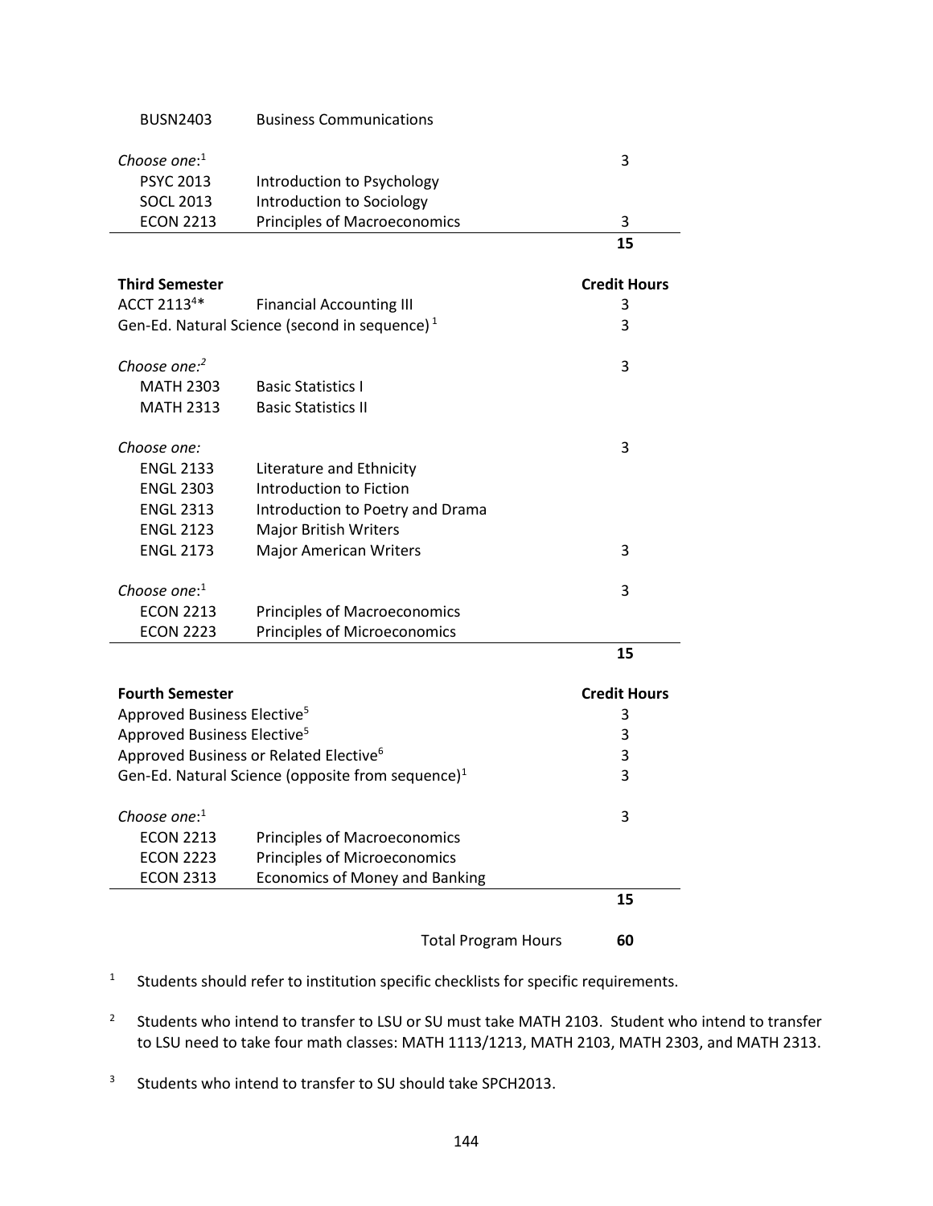| Course | Title | Credit Hours |
|---|---|---|
| BUSN2403 | Business Communications | |
| *Choose one:*[1] | | 3 |
| PSYC 2013 | Introduction to Psychology | |
| SOCL 2013 | Introduction to Sociology | |
| ECON 2213 | Principles of Macroeconomics | 3 |
| | | **15** |

| **Third Semester** | | **Credit Hours** |
|---|---|---|
| ACCT 2113[4]* | Financial Accounting III | 3 |
| Gen-Ed. Natural Science (second in sequence)[1] | | 3 |
| *Choose one:*[2] | | 3 |
| MATH 2303 | Basic Statistics I | |
| MATH 2313 | Basic Statistics II | |
| *Choose one:* | | 3 |
| ENGL 2133 | Literature and Ethnicity | |
| ENGL 2303 | Introduction to Fiction | |
| ENGL 2313 | Introduction to Poetry and Drama | |
| ENGL 2123 | Major British Writers | |
| ENGL 2173 | Major American Writers | 3 |
| *Choose one:*[1] | | 3 |
| ECON 2213 | Principles of Macroeconomics | |
| ECON 2223 | Principles of Microeconomics | |
| | | **15** |

| **Fourth Semester** | | **Credit Hours** |
|---|---|---|
| Approved Business Elective[5] | | 3 |
| Approved Business Elective[5] | | 3 |
| Approved Business or Related Elective[6] | | 3 |
| Gen-Ed. Natural Science (opposite from sequence)[1] | | 3 |
| *Choose one:*[1] | | 3 |
| ECON 2213 | Principles of Macroeconomics | |
| ECON 2223 | Principles of Microeconomics | |
| ECON 2313 | Economics of Money and Banking | |
| | | **15** |
| | Total Program Hours | **60** |

1. Students should refer to institution specific checklists for specific requirements.
2. Students who intend to transfer to LSU or SU must take MATH 2103. Student who intend to transfer to LSU need to take four math classes: MATH 1113/1213, MATH 2103, MATH 2303, and MATH 2313.
3. Students who intend to transfer to SU should take SPCH2013.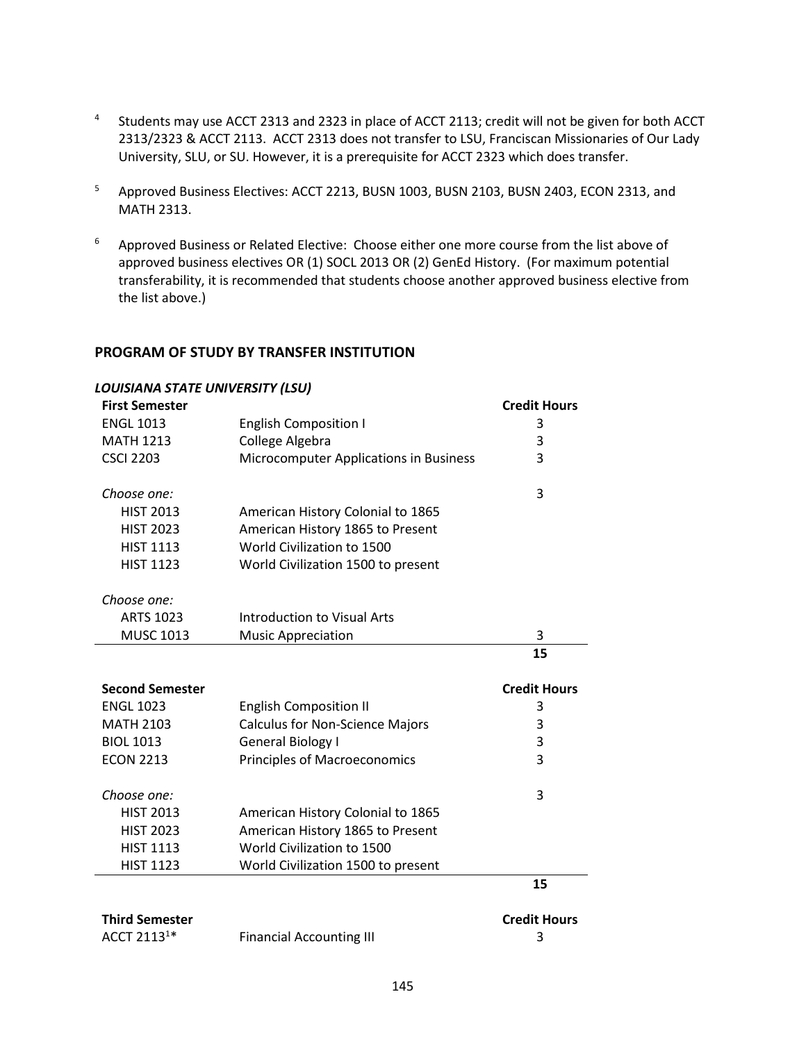[4] Students may use ACCT 2313 and 2323 in place of ACCT 2113; credit will not be given for both ACCT 2313/2323 & ACCT 2113. ACCT 2313 does not transfer to LSU, Franciscan Missionaries of Our Lady University, SLU, or SU. However, it is a prerequisite for ACCT 2323 which does transfer.

[5] Approved Business Electives: ACCT 2213, BUSN 1003, BUSN 2103, BUSN 2403, ECON 2313, and MATH 2313.

[6] Approved Business or Related Elective: Choose either one more course from the list above of approved business electives OR (1) SOCL 2013 OR (2) GenEd History. (For maximum potential transferability, it is recommended that students choose another approved business elective from the list above.)

## PROGRAM OF STUDY BY TRANSFER INSTITUTION

### *LOUISIANA STATE UNIVERSITY (LSU)*

| **First Semester** | | **Credit Hours** |
|---|---|---|
| ENGL 1013 | English Composition I | 3 |
| MATH 1213 | College Algebra | 3 |
| CSCI 2203 | Microcomputer Applications in Business | 3 |
| *Choose one:* | | 3 |
| HIST 2013 | American History Colonial to 1865 | |
| HIST 2023 | American History 1865 to Present | |
| HIST 1113 | World Civilization to 1500 | |
| HIST 1123 | World Civilization 1500 to present | |
| *Choose one:* | | |
| ARTS 1023 | Introduction to Visual Arts | |
| MUSC 1013 | Music Appreciation | 3 |
| | | **15** |

| **Second Semester** | | **Credit Hours** |
|---|---|---|
| ENGL 1023 | English Composition II | 3 |
| MATH 2103 | Calculus for Non-Science Majors | 3 |
| BIOL 1013 | General Biology I | 3 |
| ECON 2213 | Principles of Macroeconomics | 3 |
| *Choose one:* | | 3 |
| HIST 2013 | American History Colonial to 1865 | |
| HIST 2023 | American History 1865 to Present | |
| HIST 1113 | World Civilization to 1500 | |
| HIST 1123 | World Civilization 1500 to present | |
| | | **15** |

| **Third Semester** | | **Credit Hours** |
|---|---|---|
| ACCT 2113[1]* | Financial Accounting III | 3 |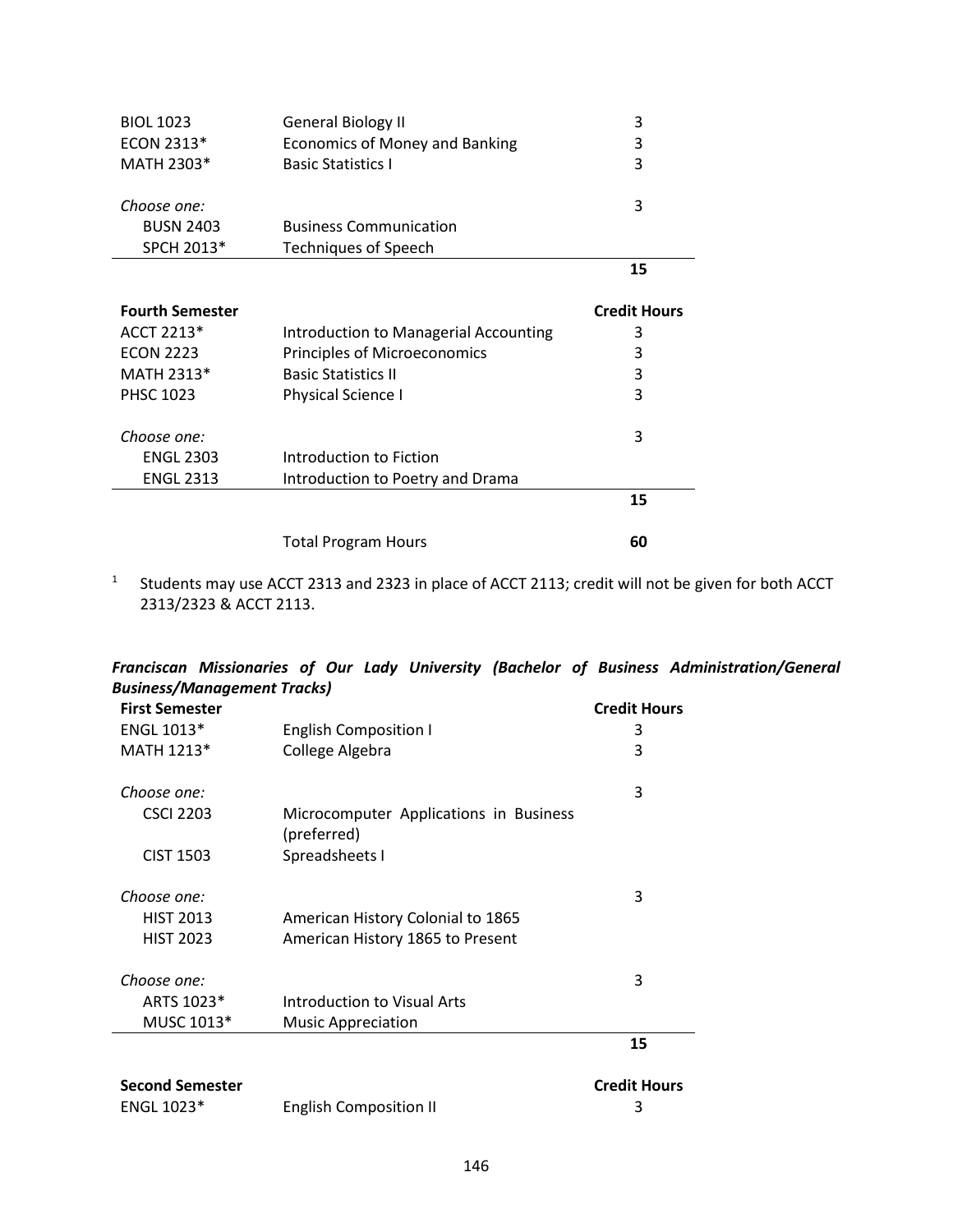| | | |
|---|---|---|
| BIOL 1023 | General Biology II | 3 |
| ECON 2313* | Economics of Money and Banking | 3 |
| MATH 2303* | Basic Statistics I | 3 |
| *Choose one:* | | 3 |
| BUSN 2403 | Business Communication | |
| SPCH 2013* | Techniques of Speech | |
| | | **15** |

| **Fourth Semester** | | **Credit Hours** |
|---|---|---|
| ACCT 2213* | Introduction to Managerial Accounting | 3 |
| ECON 2223 | Principles of Microeconomics | 3 |
| MATH 2313* | Basic Statistics II | 3 |
| PHSC 1023 | Physical Science I | 3 |
| *Choose one:* | | 3 |
| ENGL 2303 | Introduction to Fiction | |
| ENGL 2313 | Introduction to Poetry and Drama | |
| | | **15** |
| | Total Program Hours | **60** |

[1] Students may use ACCT 2313 and 2323 in place of ACCT 2113; credit will not be given for both ACCT 2313/2323 & ACCT 2113.

### *Franciscan Missionaries of Our Lady University (Bachelor of Business Administration/General Business/Management Tracks)*

| **First Semester** | | **Credit Hours** |
|---|---|---|
| ENGL 1013* | English Composition I | 3 |
| MATH 1213* | College Algebra | 3 |
| *Choose one:* | | 3 |
| CSCI 2203 | Microcomputer Applications in Business (preferred) | |
| CIST 1503 | Spreadsheets I | |
| *Choose one:* | | 3 |
| HIST 2013 | American History Colonial to 1865 | |
| HIST 2023 | American History 1865 to Present | |
| *Choose one:* | | 3 |
| ARTS 1023* | Introduction to Visual Arts | |
| MUSC 1013* | Music Appreciation | |
| | | **15** |

| **Second Semester** | | **Credit Hours** |
|---|---|---|
| ENGL 1023* | English Composition II | 3 |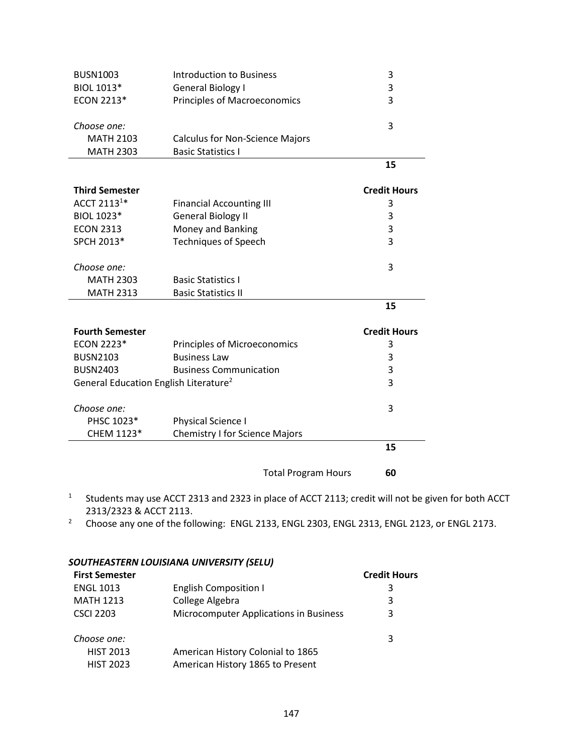| | | |
|---|---|---|
| BUSN1003 | Introduction to Business | 3 |
| BIOL 1013* | General Biology I | 3 |
| ECON 2213* | Principles of Macroeconomics | 3 |
| *Choose one:* | | 3 |
| MATH 2103 | Calculus for Non-Science Majors | |
| MATH 2303 | Basic Statistics I | |
| | | **15** |

| **Third Semester** | | **Credit Hours** |
|---|---|---|
| ACCT 2113[1]* | Financial Accounting III | 3 |
| BIOL 1023* | General Biology II | 3 |
| ECON 2313 | Money and Banking | 3 |
| SPCH 2013* | Techniques of Speech | 3 |
| *Choose one:* | | 3 |
| MATH 2303 | Basic Statistics I | |
| MATH 2313 | Basic Statistics II | |
| | | **15** |

| **Fourth Semester** | | **Credit Hours** |
|---|---|---|
| ECON 2223* | Principles of Microeconomics | 3 |
| BUSN2103 | Business Law | 3 |
| BUSN2403 | Business Communication | 3 |
| General Education English Literature[2] | | 3 |
| *Choose one:* | | 3 |
| PHSC 1023* | Physical Science I | |
| CHEM 1123* | Chemistry I for Science Majors | |
| | | **15** |
| | Total Program Hours | **60** |

[1] Students may use ACCT 2313 and 2323 in place of ACCT 2113; credit will not be given for both ACCT 2313/2323 & ACCT 2113.

[2] Choose any one of the following: ENGL 2133, ENGL 2303, ENGL 2313, ENGL 2123, or ENGL 2173.

### *SOUTHEASTERN LOUISIANA UNIVERSITY (SELU)*

| **First Semester** | | **Credit Hours** |
|---|---|---|
| ENGL 1013 | English Composition I | 3 |
| MATH 1213 | College Algebra | 3 |
| CSCI 2203 | Microcomputer Applications in Business | 3 |
| *Choose one:* | | 3 |
| HIST 2013 | American History Colonial to 1865 | |
| HIST 2023 | American History 1865 to Present | |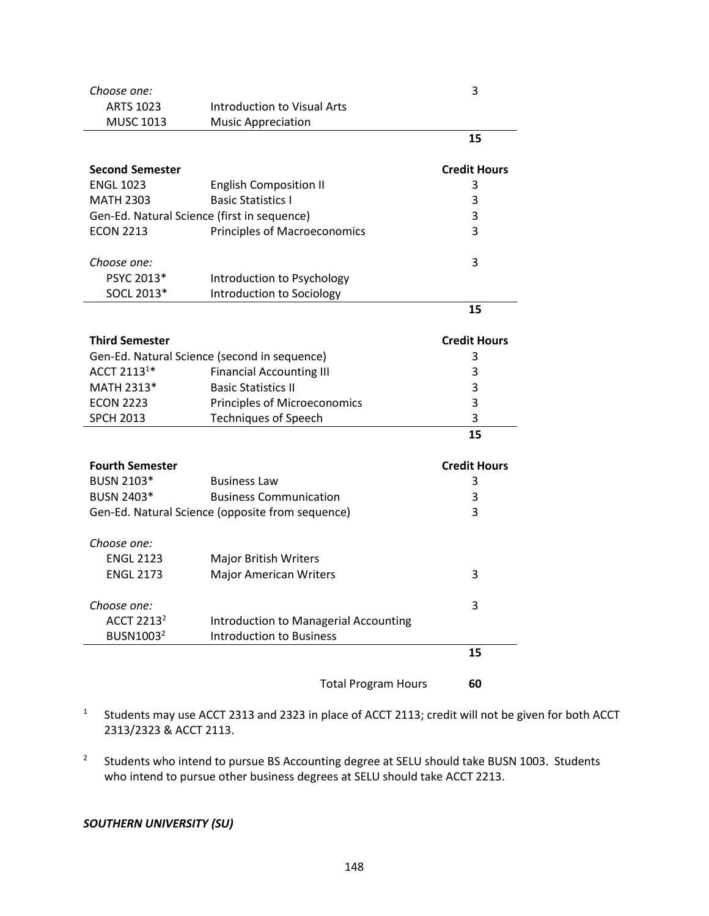| | | Credit Hours |
|---|---|---|
| *Choose one:* | | 3 |
| ARTS 1023 | Introduction to Visual Arts | |
| MUSC 1013 | Music Appreciation | |
| | | **15** |

| **Second Semester** | | **Credit Hours** |
|---|---|---|
| ENGL 1023 | English Composition II | 3 |
| MATH 2303 | Basic Statistics I | 3 |
| Gen-Ed. Natural Science (first in sequence) | | 3 |
| ECON 2213 | Principles of Macroeconomics | 3 |
| *Choose one:* | | 3 |
| PSYC 2013* | Introduction to Psychology | |
| SOCL 2013* | Introduction to Sociology | |
| | | **15** |

| **Third Semester** | | **Credit Hours** |
|---|---|---|
| Gen-Ed. Natural Science (second in sequence) | | 3 |
| ACCT 2113[1]* | Financial Accounting III | 3 |
| MATH 2313* | Basic Statistics II | 3 |
| ECON 2223 | Principles of Microeconomics | 3 |
| SPCH 2013 | Techniques of Speech | 3 |
| | | **15** |

| **Fourth Semester** | | **Credit Hours** |
|---|---|---|
| BUSN 2103* | Business Law | 3 |
| BUSN 2403* | Business Communication | 3 |
| Gen-Ed. Natural Science (opposite from sequence) | | 3 |
| *Choose one:* | | |
| ENGL 2123 | Major British Writers | |
| ENGL 2173 | Major American Writers | 3 |
| *Choose one:* | | 3 |
| ACCT 2213[2] | Introduction to Managerial Accounting | |
| BUSN1003[2] | Introduction to Business | |
| | | **15** |
| | Total Program Hours | **60** |

[1] Students may use ACCT 2313 and 2323 in place of ACCT 2113; credit will not be given for both ACCT 2313/2323 & ACCT 2113.

[2] Students who intend to pursue BS Accounting degree at SELU should take BUSN 1003. Students who intend to pursue other business degrees at SELU should take ACCT 2213.

***SOUTHERN UNIVERSITY (SU)***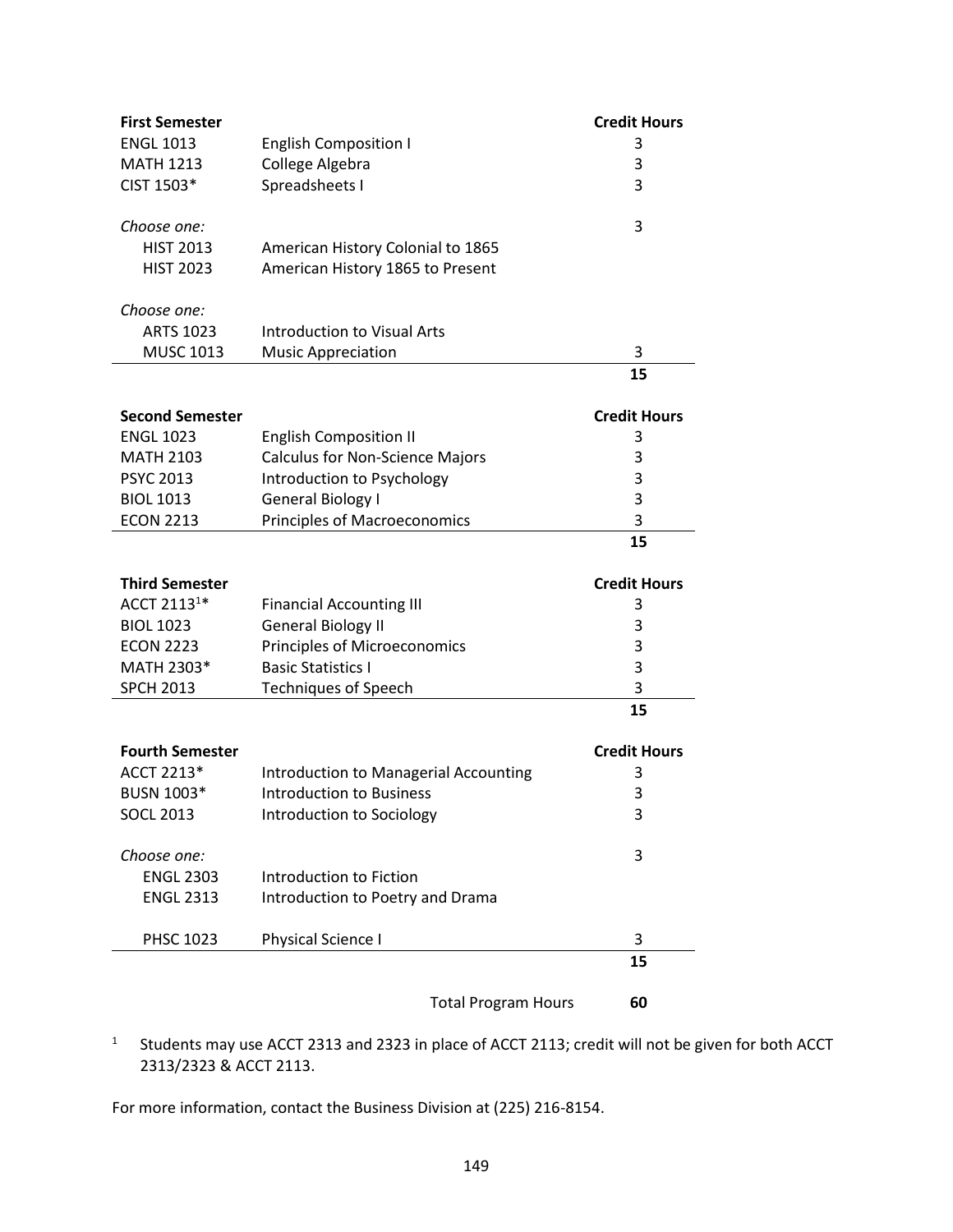| First Semester | | Credit Hours |
|---|---|---|
| ENGL 1013 | English Composition I | 3 |
| MATH 1213 | College Algebra | 3 |
| CIST 1503* | Spreadsheets I | 3 |
| *Choose one:* | | 3 |
| HIST 2013 | American History Colonial to 1865 | |
| HIST 2023 | American History 1865 to Present | |
| *Choose one:* | | |
| ARTS 1023 | Introduction to Visual Arts | |
| MUSC 1013 | Music Appreciation | 3 |
| | | **15** |

| Second Semester | | Credit Hours |
|---|---|---|
| ENGL 1023 | English Composition II | 3 |
| MATH 2103 | Calculus for Non-Science Majors | 3 |
| PSYC 2013 | Introduction to Psychology | 3 |
| BIOL 1013 | General Biology I | 3 |
| ECON 2213 | Principles of Macroeconomics | 3 |
| | | **15** |

| Third Semester | | Credit Hours |
|---|---|---|
| ACCT 2113[1]* | Financial Accounting III | 3 |
| BIOL 1023 | General Biology II | 3 |
| ECON 2223 | Principles of Microeconomics | 3 |
| MATH 2303* | Basic Statistics I | 3 |
| SPCH 2013 | Techniques of Speech | 3 |
| | | **15** |

| Fourth Semester | | Credit Hours |
|---|---|---|
| ACCT 2213* | Introduction to Managerial Accounting | 3 |
| BUSN 1003* | Introduction to Business | 3 |
| SOCL 2013 | Introduction to Sociology | 3 |
| *Choose one:* | | 3 |
| ENGL 2303 | Introduction to Fiction | |
| ENGL 2313 | Introduction to Poetry and Drama | |
| PHSC 1023 | Physical Science I | 3 |
| | | **15** |
| | Total Program Hours | **60** |

[1] Students may use ACCT 2313 and 2323 in place of ACCT 2113; credit will not be given for both ACCT 2313/2323 & ACCT 2113.

For more information, contact the Business Division at (225) 216-8154.